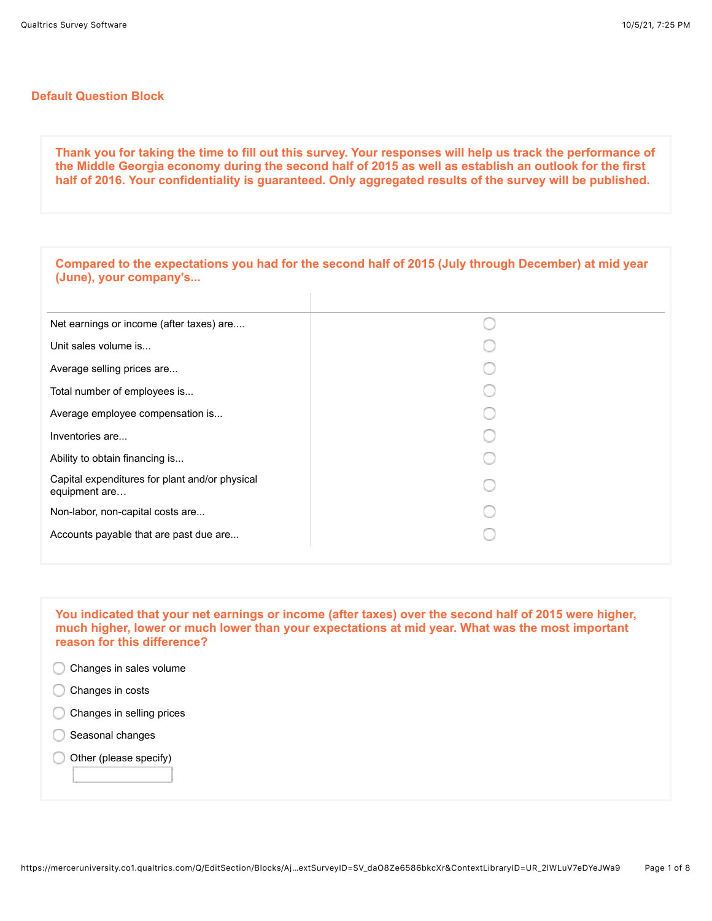## Default Question Block

**Thank you for taking the time to fill out this survey. Your responses will help us track the performance of the Middle Georgia economy during the second half of 2015 as well as establish an outlook for the first half of 2016. Your confidentiality is guaranteed. Only aggregated results of the survey will be published.**

**Compared to the expectations you had for the second half of 2015 (July through December) at mid year (June), your company's...**

| | |
|---|---|
| Net earnings or income (after taxes) are.... | ○ |
| Unit sales volume is... | ○ |
| Average selling prices are... | ○ |
| Total number of employees is... | ○ |
| Average employee compensation is... | ○ |
| Inventories are... | ○ |
| Ability to obtain financing is... | ○ |
| Capital expenditures for plant and/or physical equipment are… | ○ |
| Non-labor, non-capital costs are... | ○ |
| Accounts payable that are past due are... | ○ |

**You indicated that your net earnings or income (after taxes) over the second half of 2015 were higher, much higher, lower or much lower than your expectations at mid year. What was the most important reason for this difference?**

- ○ Changes in sales volume
- ○ Changes in costs
- ○ Changes in selling prices
- ○ Seasonal changes
- ○ Other (please specify) \_\_\_\_\_\_\_\_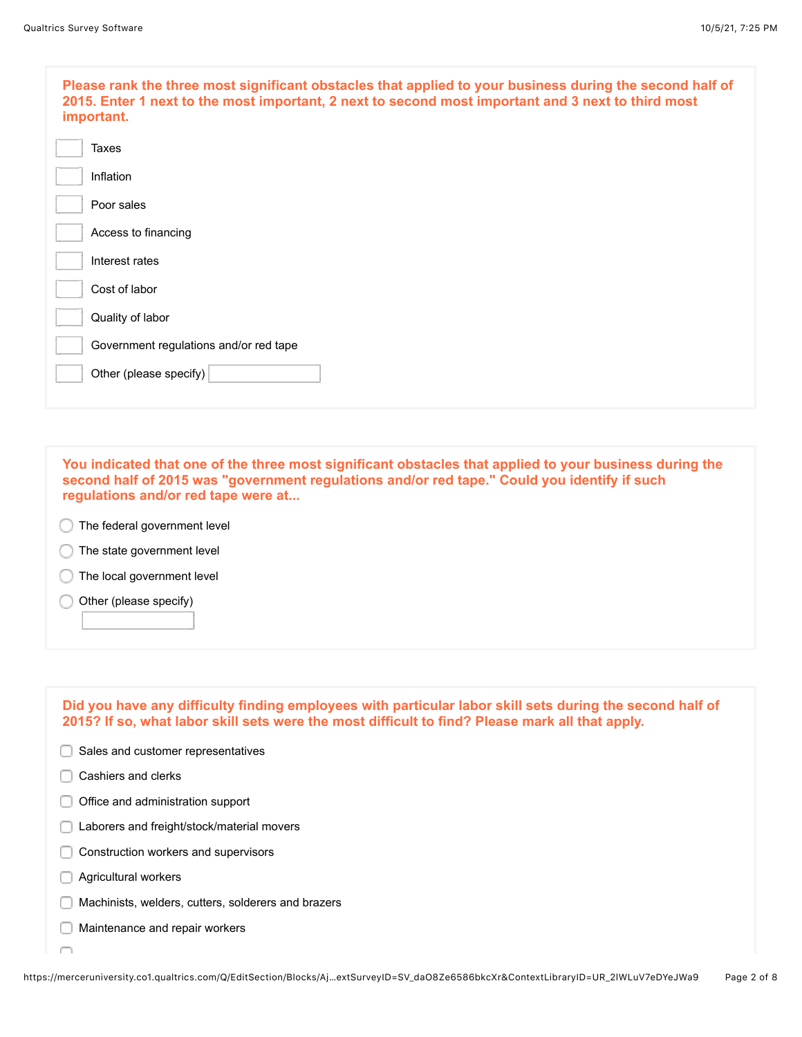**Please rank the three most significant obstacles that applied to your business during the second half of 2015. Enter 1 next to the most important, 2 next to second most important and 3 next to third most important.**

- [ ] Taxes
- [ ] Inflation
- [ ] Poor sales
- [ ] Access to financing
- [ ] Interest rates
- [ ] Cost of labor
- [ ] Quality of labor
- [ ] Government regulations and/or red tape
- [ ] Other (please specify) ________

**You indicated that one of the three most significant obstacles that applied to your business during the second half of 2015 was "government regulations and/or red tape." Could you identify if such regulations and/or red tape were at...**

- ○ The federal government level
- ○ The state government level
- ○ The local government level
- ○ Other (please specify) ________

**Did you have any difficulty finding employees with particular labor skill sets during the second half of 2015? If so, what labor skill sets were the most difficult to find? Please mark all that apply.**

- [ ] Sales and customer representatives
- [ ] Cashiers and clerks
- [ ] Office and administration support
- [ ] Laborers and freight/stock/material movers
- [ ] Construction workers and supervisors
- [ ] Agricultural workers
- [ ] Machinists, welders, cutters, solderers and brazers
- [ ] Maintenance and repair workers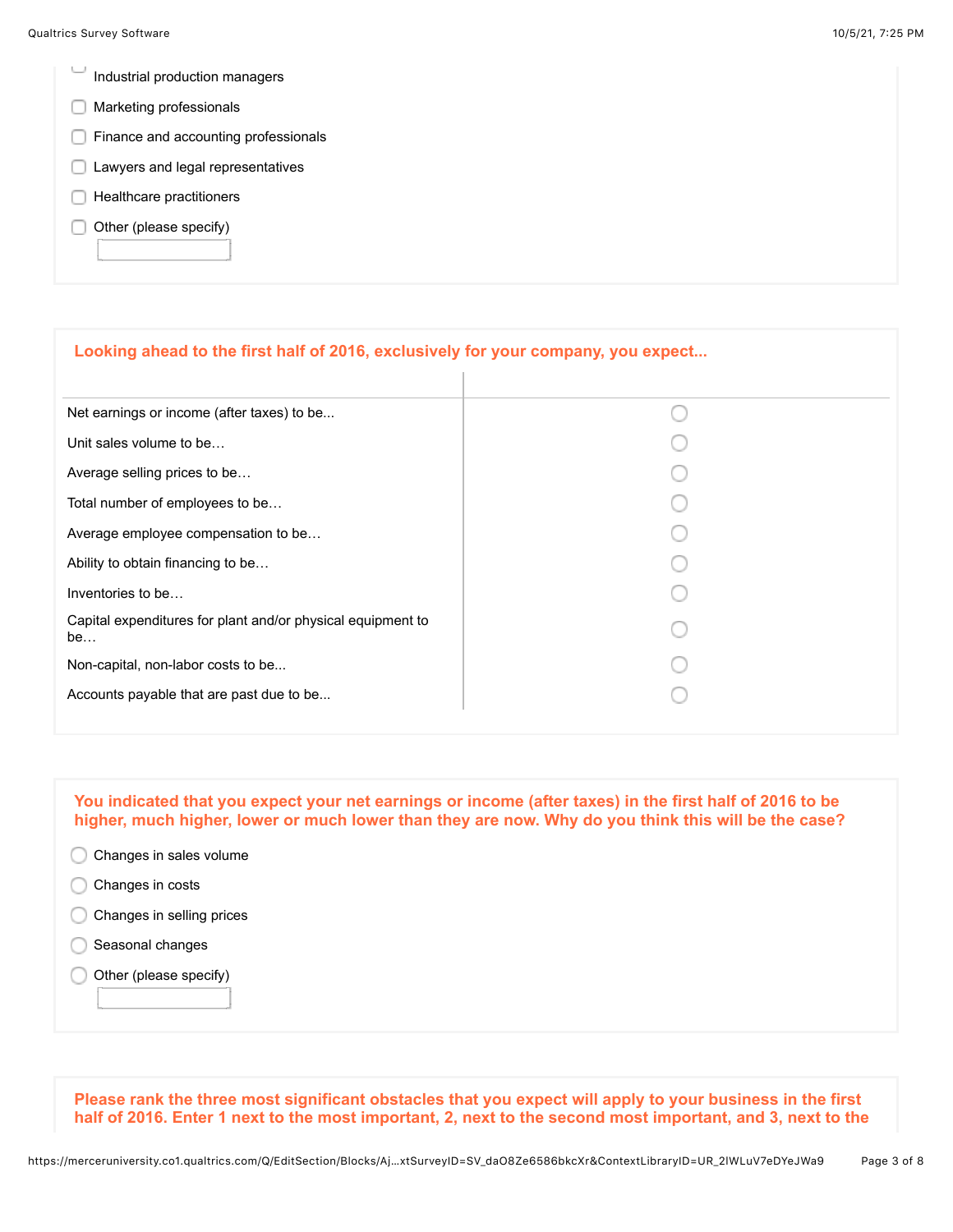- [ ] Industrial production managers
- [ ] Marketing professionals
- [ ] Finance and accounting professionals
- [ ] Lawyers and legal representatives
- [ ] Healthcare practitioners
- [ ] Other (please specify) ______

**Looking ahead to the first half of 2016, exclusively for your company, you expect...**

| | |
|---|---|
| Net earnings or income (after taxes) to be... | ○ |
| Unit sales volume to be… | ○ |
| Average selling prices to be… | ○ |
| Total number of employees to be… | ○ |
| Average employee compensation to be… | ○ |
| Ability to obtain financing to be… | ○ |
| Inventories to be… | ○ |
| Capital expenditures for plant and/or physical equipment to be… | ○ |
| Non-capital, non-labor costs to be... | ○ |
| Accounts payable that are past due to be... | ○ |

**You indicated that you expect your net earnings or income (after taxes) in the first half of 2016 to be higher, much higher, lower or much lower than they are now. Why do you think this will be the case?**

- ○ Changes in sales volume
- ○ Changes in costs
- ○ Changes in selling prices
- ○ Seasonal changes
- ○ Other (please specify) ______

**Please rank the three most significant obstacles that you expect will apply to your business in the first half of 2016. Enter 1 next to the most important, 2, next to the second most important, and 3, next to the**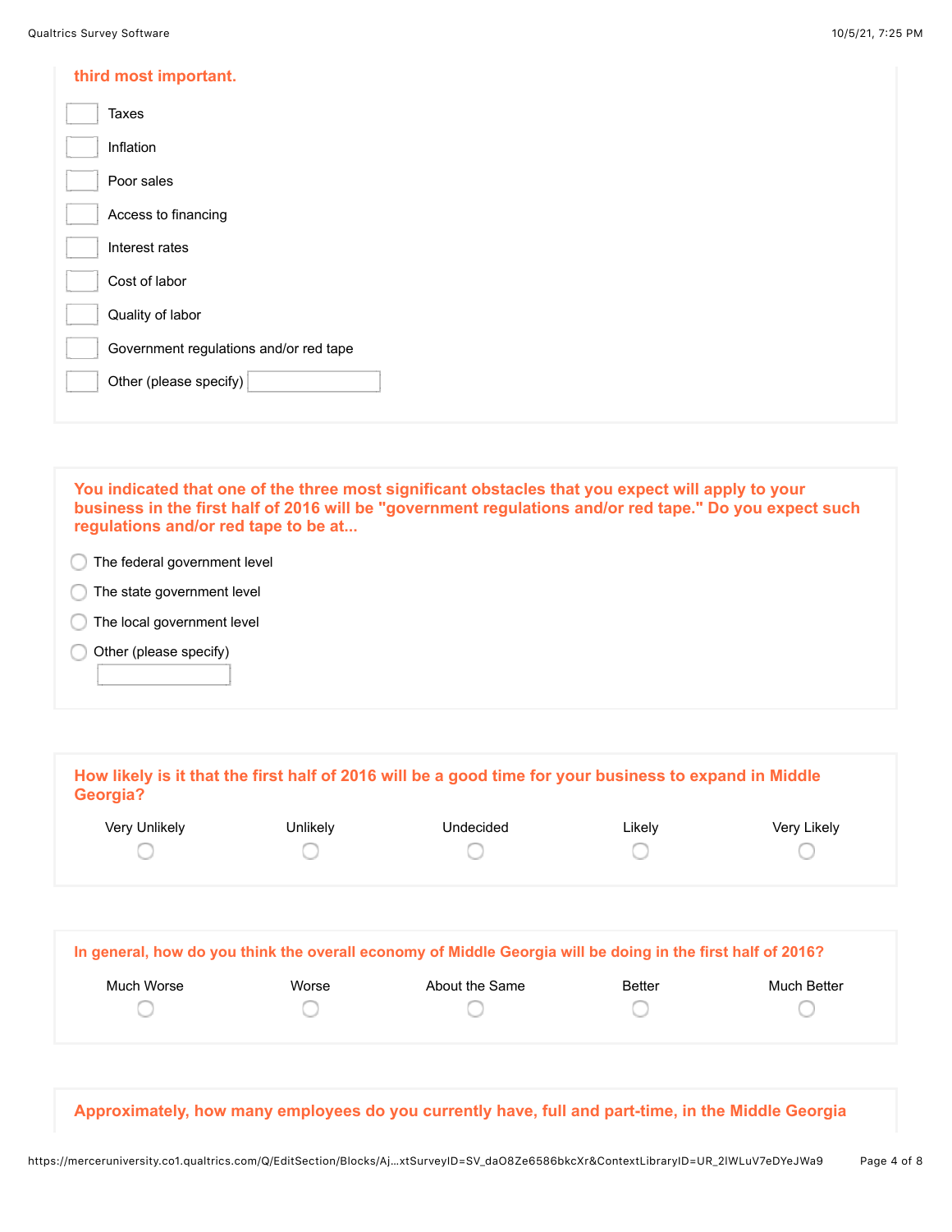**third most important.**

- [ ] Taxes
- [ ] Inflation
- [ ] Poor sales
- [ ] Access to financing
- [ ] Interest rates
- [ ] Cost of labor
- [ ] Quality of labor
- [ ] Government regulations and/or red tape
- [ ] Other (please specify) ________

**You indicated that one of the three most significant obstacles that you expect will apply to your business in the first half of 2016 will be "government regulations and/or red tape." Do you expect such regulations and/or red tape to be at...**

- ○ The federal government level
- ○ The state government level
- ○ The local government level
- ○ Other (please specify) ________

**How likely is it that the first half of 2016 will be a good time for your business to expand in Middle Georgia?**

| Very Unlikely | Unlikely | Undecided | Likely | Very Likely |
|---|---|---|---|---|
| ○ | ○ | ○ | ○ | ○ |

**In general, how do you think the overall economy of Middle Georgia will be doing in the first half of 2016?**

| Much Worse | Worse | About the Same | Better | Much Better |
|---|---|---|---|---|
| ○ | ○ | ○ | ○ | ○ |

**Approximately, how many employees do you currently have, full and part-time, in the Middle Georgia**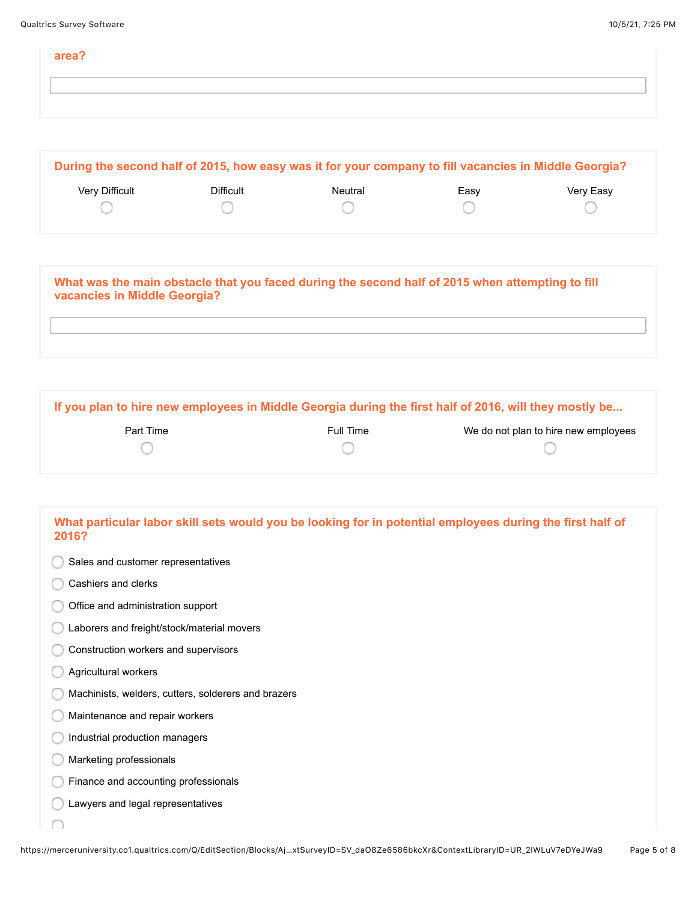**area?**

\_\_\_\_\_\_\_\_\_\_\_\_\_\_\_\_\_\_\_\_\_\_\_\_\_\_\_\_\_\_\_\_

**During the second half of 2015, how easy was it for your company to fill vacancies in Middle Georgia?**

| Very Difficult | Difficult | Neutral | Easy | Very Easy |
|---|---|---|---|---|
| ◯ | ◯ | ◯ | ◯ | ◯ |

**What was the main obstacle that you faced during the second half of 2015 when attempting to fill vacancies in Middle Georgia?**

\_\_\_\_\_\_\_\_\_\_\_\_\_\_\_\_\_\_\_\_\_\_\_\_\_\_\_\_\_\_\_\_

**If you plan to hire new employees in Middle Georgia during the first half of 2016, will they mostly be...**

| Part Time | Full Time | We do not plan to hire new employees |
|---|---|---|
| ◯ | ◯ | ◯ |

**What particular labor skill sets would you be looking for in potential employees during the first half of 2016?**

- ◯ Sales and customer representatives
- ◯ Cashiers and clerks
- ◯ Office and administration support
- ◯ Laborers and freight/stock/material movers
- ◯ Construction workers and supervisors
- ◯ Agricultural workers
- ◯ Machinists, welders, cutters, solderers and brazers
- ◯ Maintenance and repair workers
- ◯ Industrial production managers
- ◯ Marketing professionals
- ◯ Finance and accounting professionals
- ◯ Lawyers and legal representatives
- ◯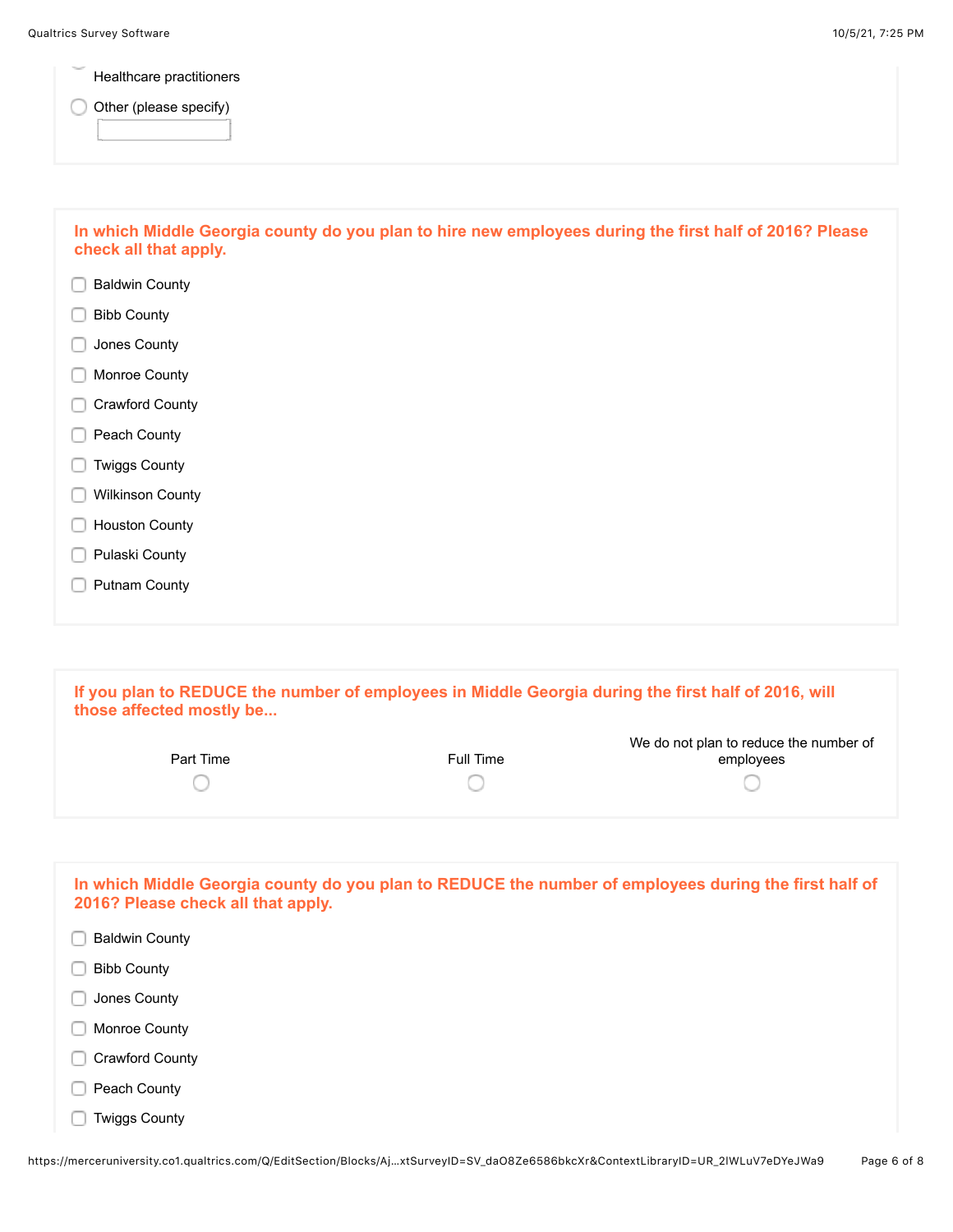- Healthcare practitioners
- Other (please specify) \_\_\_\_\_\_\_\_

**In which Middle Georgia county do you plan to hire new employees during the first half of 2016? Please check all that apply.**

- Baldwin County
- Bibb County
- Jones County
- Monroe County
- Crawford County
- Peach County
- Twiggs County
- Wilkinson County
- Houston County
- Pulaski County
- Putnam County

**If you plan to REDUCE the number of employees in Middle Georgia during the first half of 2016, will those affected mostly be...**

| Part Time | Full Time | We do not plan to reduce the number of employees |
|---|---|---|
| ○ | ○ | ○ |

**In which Middle Georgia county do you plan to REDUCE the number of employees during the first half of 2016? Please check all that apply.**

- Baldwin County
- Bibb County
- Jones County
- Monroe County
- Crawford County
- Peach County
- Twiggs County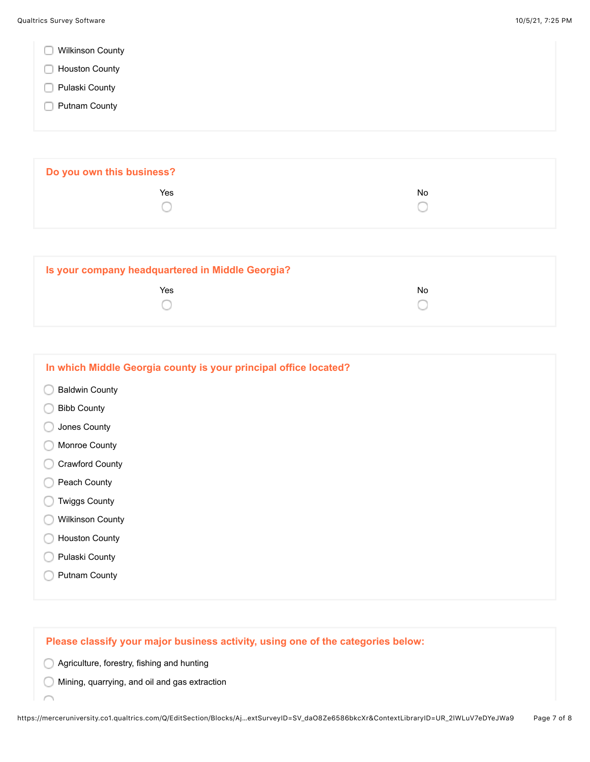- ☐ Wilkinson County
- ☐ Houston County
- ☐ Pulaski County
- ☐ Putnam County

**Do you own this business?**

| Yes | No |
| --- | --- |
| ○ | ○ |

**Is your company headquartered in Middle Georgia?**

| Yes | No |
| --- | --- |
| ○ | ○ |

**In which Middle Georgia county is your principal office located?**

- ○ Baldwin County
- ○ Bibb County
- ○ Jones County
- ○ Monroe County
- ○ Crawford County
- ○ Peach County
- ○ Twiggs County
- ○ Wilkinson County
- ○ Houston County
- ○ Pulaski County
- ○ Putnam County

**Please classify your major business activity, using one of the categories below:**

- ○ Agriculture, forestry, fishing and hunting
- ○ Mining, quarrying, and oil and gas extraction
- ○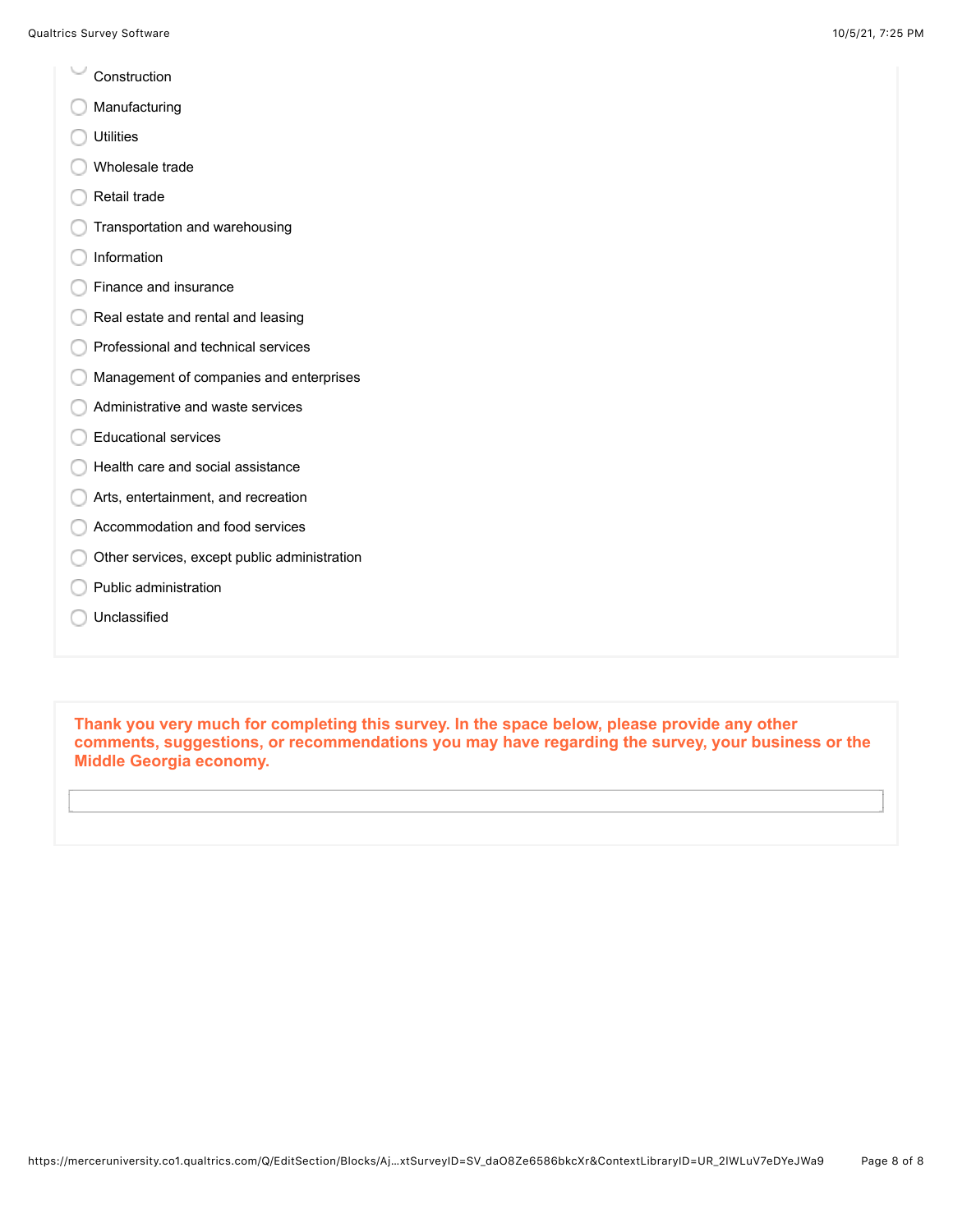- Construction
- Manufacturing
- Utilities
- Wholesale trade
- Retail trade
- Transportation and warehousing
- Information
- Finance and insurance
- Real estate and rental and leasing
- Professional and technical services
- Management of companies and enterprises
- Administrative and waste services
- Educational services
- Health care and social assistance
- Arts, entertainment, and recreation
- Accommodation and food services
- Other services, except public administration
- Public administration
- Unclassified

**Thank you very much for completing this survey. In the space below, please provide any other comments, suggestions, or recommendations you may have regarding the survey, your business or the Middle Georgia economy.**